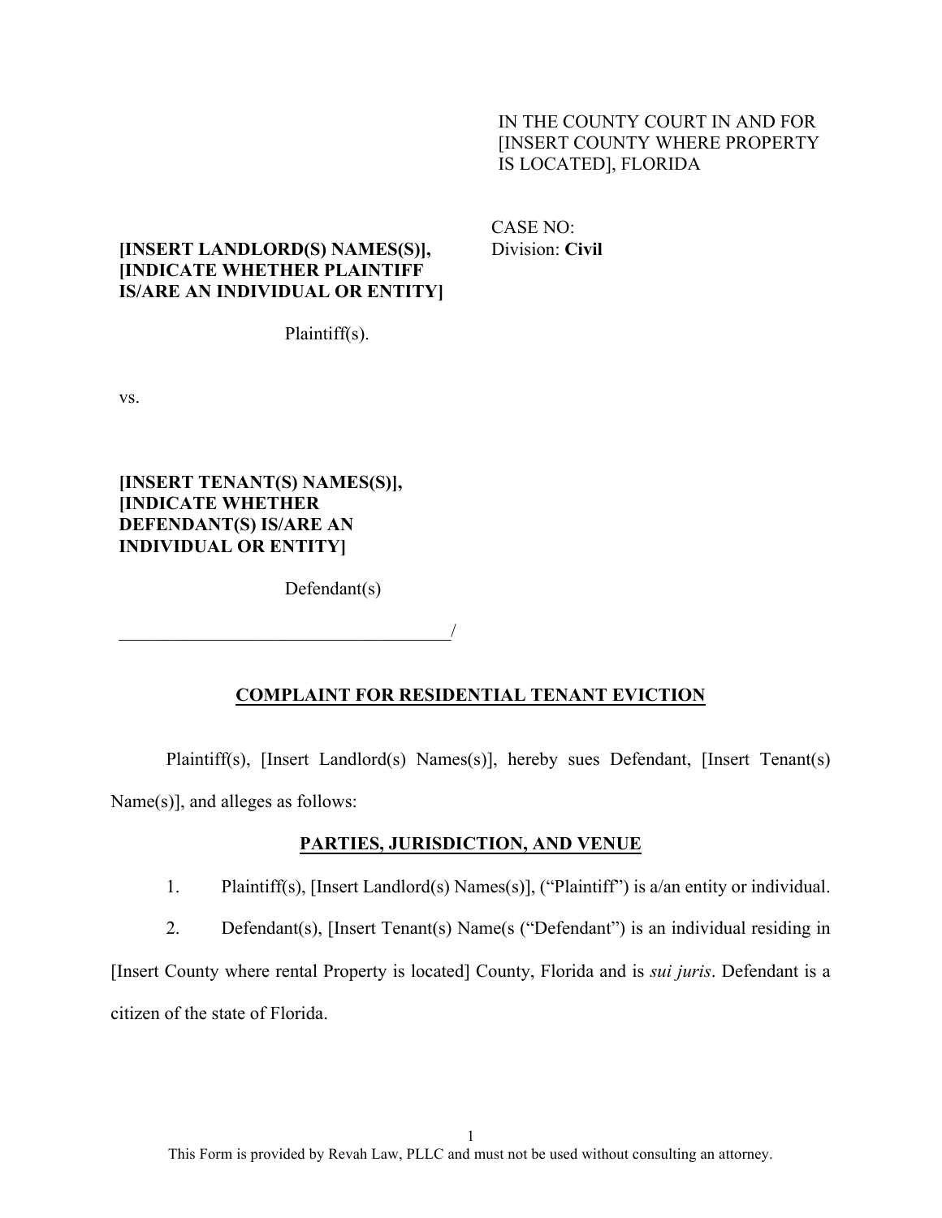IN THE COUNTY COURT IN AND FOR
[INSERT COUNTY WHERE PROPERTY
IS LOCATED], FLORIDA

CASE NO:
Division: **Civil**

**[INSERT LANDLORD(S) NAMES(S)],**
**[INDICATE WHETHER PLAINTIFF IS/ARE AN INDIVIDUAL OR ENTITY]**

Plaintiff(s).

vs.

**[INSERT TENANT(S) NAMES(S)],**
**[INDICATE WHETHER DEFENDANT(S) IS/ARE AN INDIVIDUAL OR ENTITY]**

Defendant(s)

_____________________________________/

## COMPLAINT FOR RESIDENTIAL TENANT EVICTION

Plaintiff(s), [Insert Landlord(s) Names(s)], hereby sues Defendant, [Insert Tenant(s) Name(s)], and alleges as follows:

### PARTIES, JURISDICTION, AND VENUE

1. Plaintiff(s), [Insert Landlord(s) Names(s)], ("Plaintiff") is a/an entity or individual.

2. Defendant(s), [Insert Tenant(s) Name(s ("Defendant") is an individual residing in [Insert County where rental Property is located] County, Florida and is *sui juris*. Defendant is a citizen of the state of Florida.

This Form is provided by Revah Law, PLLC and must not be used without consulting an attorney.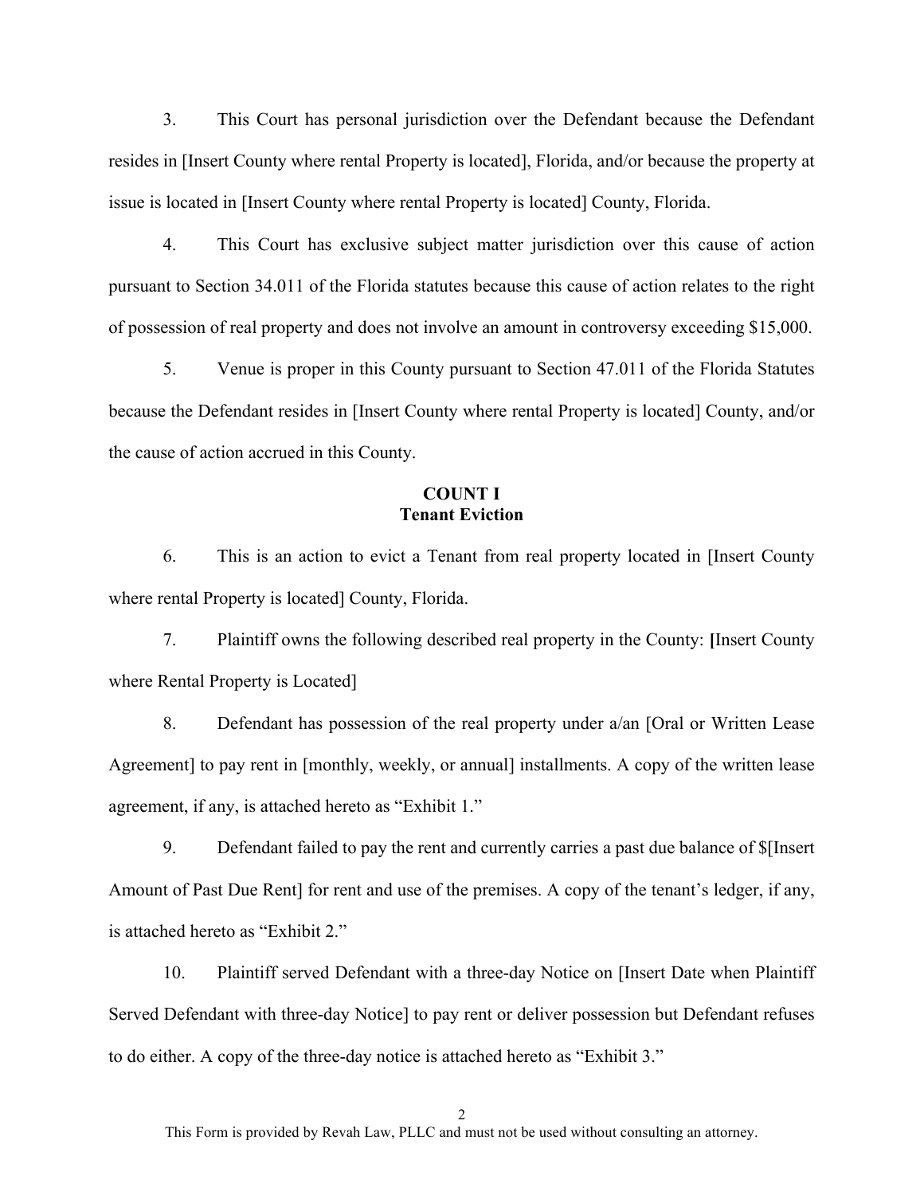3. This Court has personal jurisdiction over the Defendant because the Defendant resides in [Insert County where rental Property is located], Florida, and/or because the property at issue is located in [Insert County where rental Property is located] County, Florida.

4. This Court has exclusive subject matter jurisdiction over this cause of action pursuant to Section 34.011 of the Florida statutes because this cause of action relates to the right of possession of real property and does not involve an amount in controversy exceeding $15,000.

5. Venue is proper in this County pursuant to Section 47.011 of the Florida Statutes because the Defendant resides in [Insert County where rental Property is located] County, and/or the cause of action accrued in this County.

**COUNT I**
**Tenant Eviction**

6. This is an action to evict a Tenant from real property located in [Insert County where rental Property is located] County, Florida.

7. Plaintiff owns the following described real property in the County: **[**Insert County where Rental Property is Located]

8. Defendant has possession of the real property under a/an [Oral or Written Lease Agreement] to pay rent in [monthly, weekly, or annual] installments. A copy of the written lease agreement, if any, is attached hereto as "Exhibit 1."

9. Defendant failed to pay the rent and currently carries a past due balance of $[Insert Amount of Past Due Rent] for rent and use of the premises. A copy of the tenant's ledger, if any, is attached hereto as "Exhibit 2."

10. Plaintiff served Defendant with a three-day Notice on [Insert Date when Plaintiff Served Defendant with three-day Notice] to pay rent or deliver possession but Defendant refuses to do either. A copy of the three-day notice is attached hereto as "Exhibit 3."

This Form is provided by Revah Law, PLLC and must not be used without consulting an attorney.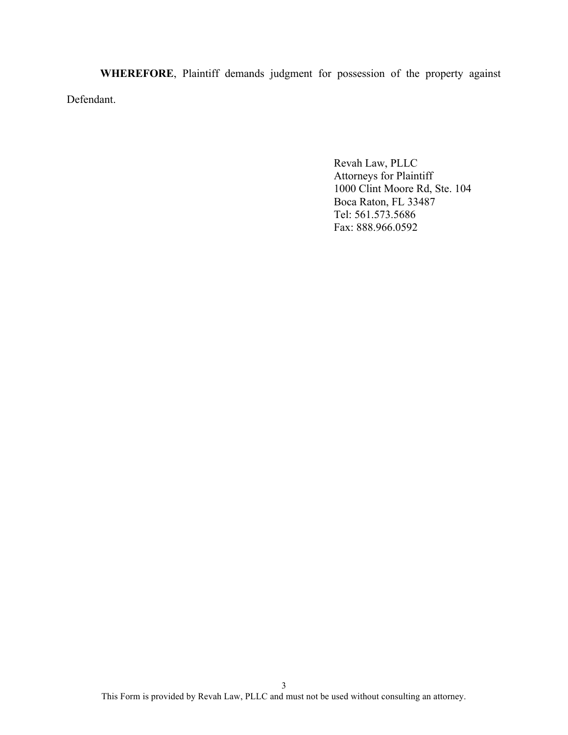**WHEREFORE**, Plaintiff demands judgment for possession of the property against Defendant.

Revah Law, PLLC
Attorneys for Plaintiff
1000 Clint Moore Rd, Ste. 104
Boca Raton, FL 33487
Tel: 561.573.5686
Fax: 888.966.0592

This Form is provided by Revah Law, PLLC and must not be used without consulting an attorney.